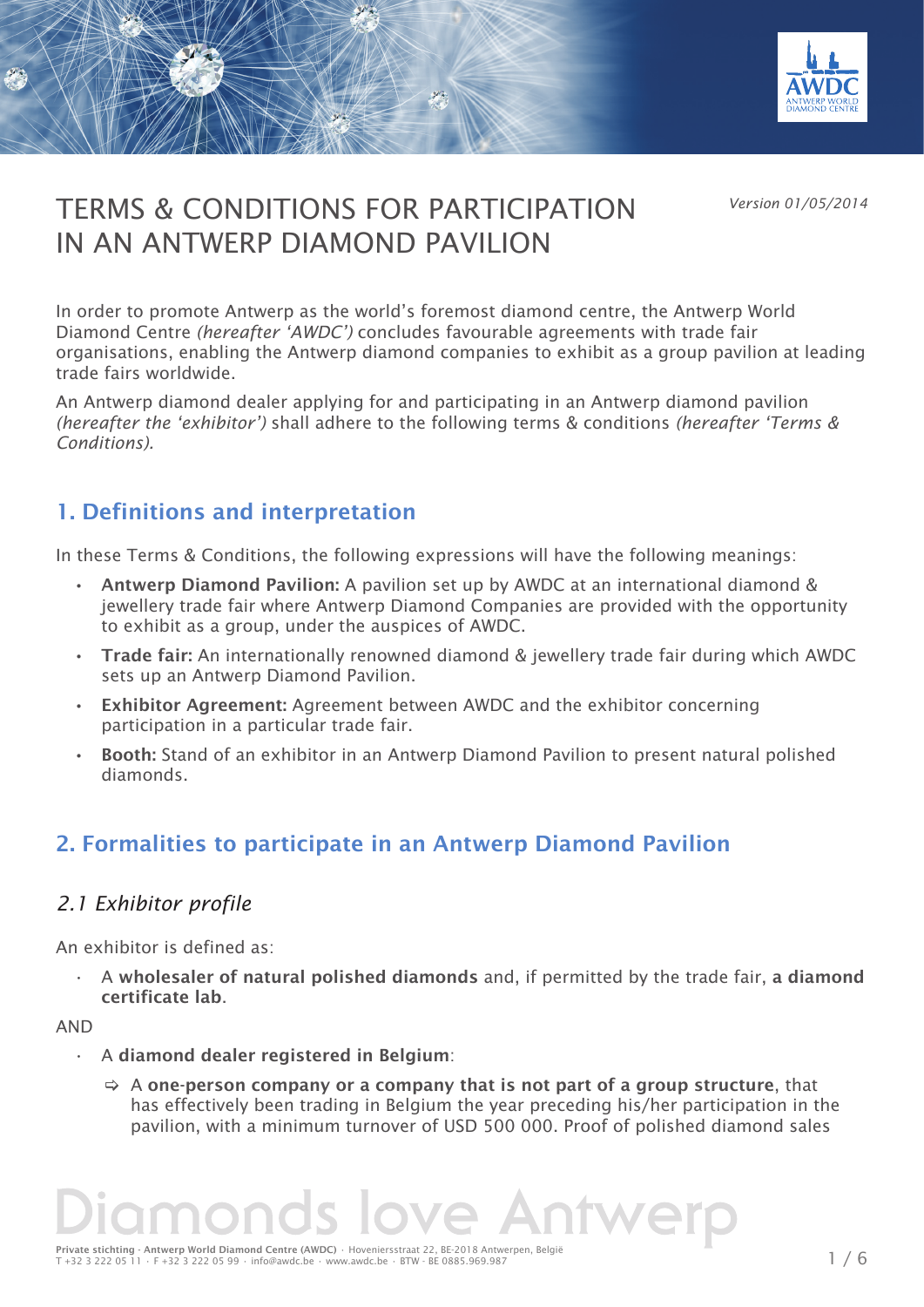# TERMS & CONDITIONS FOR PARTICIPATION IN AN ANTWERP DIAMOND PAVILION

*Version 01/05/2014*

In order to promote Antwerp as the world's foremost diamond centre, the Antwerp World Diamond Centre *(hereafter 'AWDC')* concludes favourable agreements with trade fair organisations, enabling the Antwerp diamond companies to exhibit as a group pavilion at leading trade fairs worldwide.

An Antwerp diamond dealer applying for and participating in an Antwerp diamond pavilion *(hereafter the 'exhibitor')* shall adhere to the following terms & conditions *(hereafter 'Terms & Conditions).*

## 1. Definitions and interpretation

In these Terms & Conditions, the following expressions will have the following meanings:

- **Antwerp Diamond Pavilion:** A pavilion set up by AWDC at an international diamond & jewellery trade fair where Antwerp Diamond Companies are provided with the opportunity to exhibit as a group, under the auspices of AWDC.
- **Trade fair:** An internationally renowned diamond & jewellery trade fair during which AWDC sets up an Antwerp Diamond Pavilion.
- **Exhibitor Agreement:** Agreement between AWDC and the exhibitor concerning participation in a particular trade fair.
- **Booth:** Stand of an exhibitor in an Antwerp Diamond Pavilion to present natural polished diamonds.

## 2. Formalities to participate in an Antwerp Diamond Pavilion

### *2.1 Exhibitor profile*

An exhibitor is defined as:

- A **wholesaler of natural polished diamonds** and, if permitted by the trade fair, **a diamond certificate lab**.

AND

- A **diamond dealer registered in Belgium**:
  - ⇨ A **one-person company or a company that is not part of a group structure**, that has effectively been trading in Belgium the year preceding his/her participation in the pavilion, with a minimum turnover of USD 500 000. Proof of polished diamond sales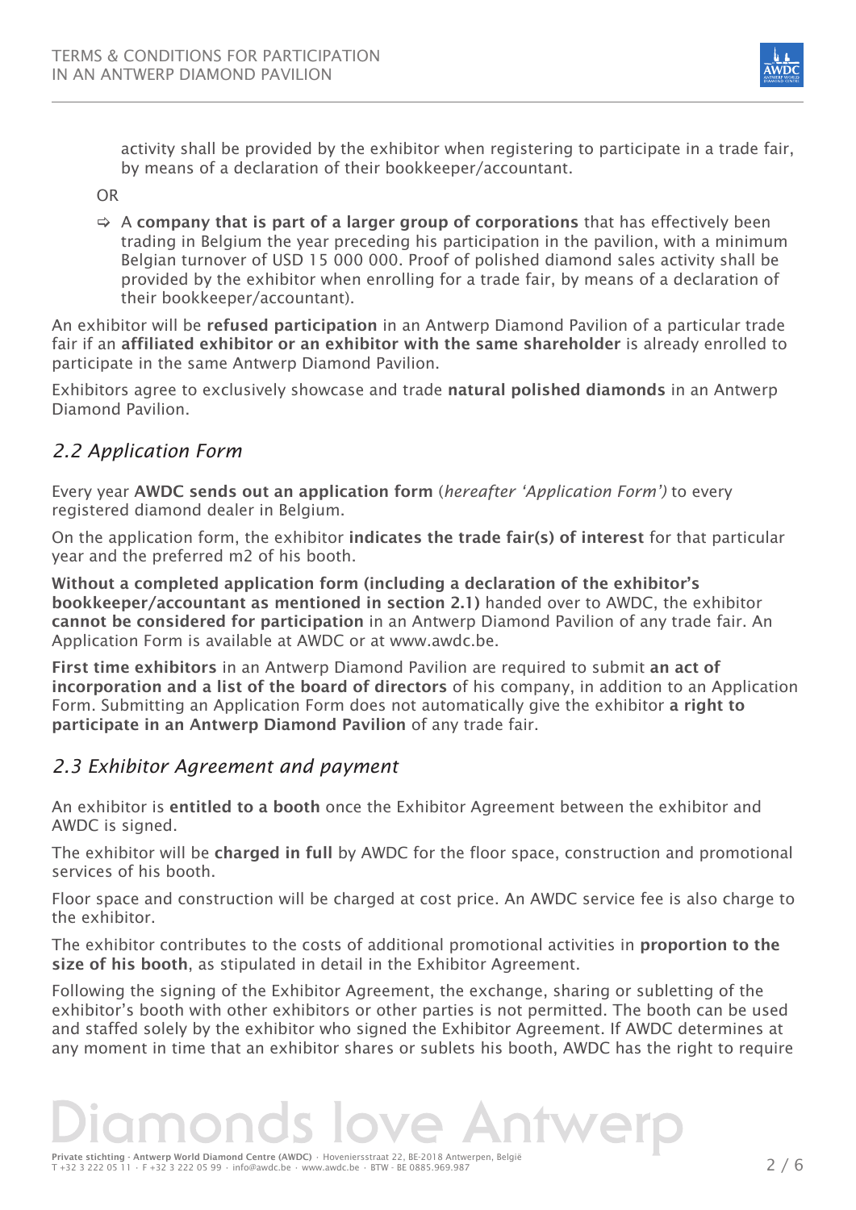activity shall be provided by the exhibitor when registering to participate in a trade fair, by means of a declaration of their bookkeeper/accountant.

OR

⇨ A **company that is part of a larger group of corporations** that has effectively been trading in Belgium the year preceding his participation in the pavilion, with a minimum Belgian turnover of USD 15 000 000. Proof of polished diamond sales activity shall be provided by the exhibitor when enrolling for a trade fair, by means of a declaration of their bookkeeper/accountant).

An exhibitor will be **refused participation** in an Antwerp Diamond Pavilion of a particular trade fair if an **affiliated exhibitor or an exhibitor with the same shareholder** is already enrolled to participate in the same Antwerp Diamond Pavilion.

Exhibitors agree to exclusively showcase and trade **natural polished diamonds** in an Antwerp Diamond Pavilion.

## *2.2 Application Form*

Every year **AWDC sends out an application form** (*hereafter 'Application Form')* to every registered diamond dealer in Belgium.

On the application form, the exhibitor **indicates the trade fair(s) of interest** for that particular year and the preferred m2 of his booth.

**Without a completed application form (including a declaration of the exhibitor's bookkeeper/accountant as mentioned in section 2.1)** handed over to AWDC, the exhibitor **cannot be considered for participation** in an Antwerp Diamond Pavilion of any trade fair. An Application Form is available at AWDC or at www.awdc.be.

**First time exhibitors** in an Antwerp Diamond Pavilion are required to submit **an act of incorporation and a list of the board of directors** of his company, in addition to an Application Form. Submitting an Application Form does not automatically give the exhibitor **a right to participate in an Antwerp Diamond Pavilion** of any trade fair.

## *2.3 Exhibitor Agreement and payment*

An exhibitor is **entitled to a booth** once the Exhibitor Agreement between the exhibitor and AWDC is signed.

The exhibitor will be **charged in full** by AWDC for the floor space, construction and promotional services of his booth.

Floor space and construction will be charged at cost price. An AWDC service fee is also charge to the exhibitor.

The exhibitor contributes to the costs of additional promotional activities in **proportion to the size of his booth**, as stipulated in detail in the Exhibitor Agreement.

Following the signing of the Exhibitor Agreement, the exchange, sharing or subletting of the exhibitor's booth with other exhibitors or other parties is not permitted. The booth can be used and staffed solely by the exhibitor who signed the Exhibitor Agreement. If AWDC determines at any moment in time that an exhibitor shares or sublets his booth, AWDC has the right to require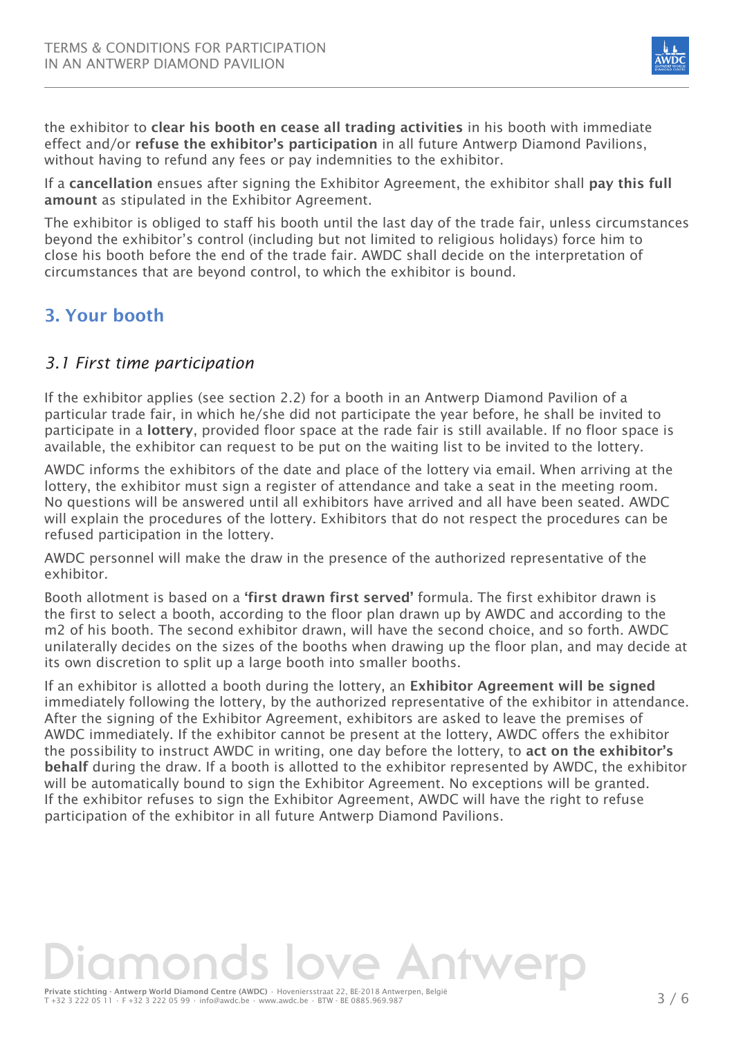the exhibitor to **clear his booth en cease all trading activities** in his booth with immediate effect and/or **refuse the exhibitor's participation** in all future Antwerp Diamond Pavilions, without having to refund any fees or pay indemnities to the exhibitor.

If a **cancellation** ensues after signing the Exhibitor Agreement, the exhibitor shall **pay this full amount** as stipulated in the Exhibitor Agreement.

The exhibitor is obliged to staff his booth until the last day of the trade fair, unless circumstances beyond the exhibitor's control (including but not limited to religious holidays) force him to close his booth before the end of the trade fair. AWDC shall decide on the interpretation of circumstances that are beyond control, to which the exhibitor is bound.

## 3. Your booth

### *3.1 First time participation*

If the exhibitor applies (see section 2.2) for a booth in an Antwerp Diamond Pavilion of a particular trade fair, in which he/she did not participate the year before, he shall be invited to participate in a **lottery**, provided floor space at the rade fair is still available. If no floor space is available, the exhibitor can request to be put on the waiting list to be invited to the lottery.

AWDC informs the exhibitors of the date and place of the lottery via email. When arriving at the lottery, the exhibitor must sign a register of attendance and take a seat in the meeting room. No questions will be answered until all exhibitors have arrived and all have been seated. AWDC will explain the procedures of the lottery. Exhibitors that do not respect the procedures can be refused participation in the lottery.

AWDC personnel will make the draw in the presence of the authorized representative of the exhibitor.

Booth allotment is based on a **'first drawn first served'** formula. The first exhibitor drawn is the first to select a booth, according to the floor plan drawn up by AWDC and according to the m2 of his booth. The second exhibitor drawn, will have the second choice, and so forth. AWDC unilaterally decides on the sizes of the booths when drawing up the floor plan, and may decide at its own discretion to split up a large booth into smaller booths.

If an exhibitor is allotted a booth during the lottery, an **Exhibitor Agreement will be signed** immediately following the lottery, by the authorized representative of the exhibitor in attendance. After the signing of the Exhibitor Agreement, exhibitors are asked to leave the premises of AWDC immediately. If the exhibitor cannot be present at the lottery, AWDC offers the exhibitor the possibility to instruct AWDC in writing, one day before the lottery, to **act on the exhibitor's behalf** during the draw. If a booth is allotted to the exhibitor represented by AWDC, the exhibitor will be automatically bound to sign the Exhibitor Agreement. No exceptions will be granted. If the exhibitor refuses to sign the Exhibitor Agreement, AWDC will have the right to refuse participation of the exhibitor in all future Antwerp Diamond Pavilions.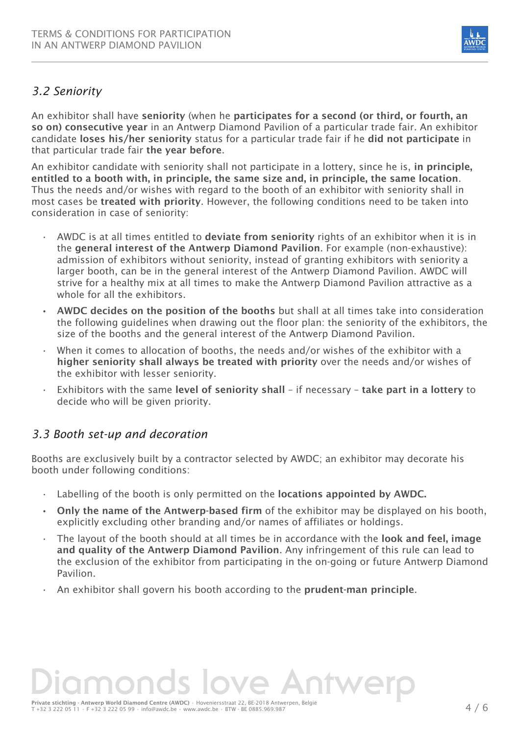### *3.2 Seniority*

An exhibitor shall have **seniority** (when he **participates for a second (or third, or fourth, an so on) consecutive year** in an Antwerp Diamond Pavilion of a particular trade fair. An exhibitor candidate **loses his/her seniority** status for a particular trade fair if he **did not participate** in that particular trade fair **the year before**.

An exhibitor candidate with seniority shall not participate in a lottery, since he is, **in principle, entitled to a booth with, in principle, the same size and, in principle, the same location**. Thus the needs and/or wishes with regard to the booth of an exhibitor with seniority shall in most cases be **treated with priority**. However, the following conditions need to be taken into consideration in case of seniority:

- AWDC is at all times entitled to **deviate from seniority** rights of an exhibitor when it is in the **general interest of the Antwerp Diamond Pavilion**. For example (non-exhaustive): admission of exhibitors without seniority, instead of granting exhibitors with seniority a larger booth, can be in the general interest of the Antwerp Diamond Pavilion. AWDC will strive for a healthy mix at all times to make the Antwerp Diamond Pavilion attractive as a whole for all the exhibitors.
- **AWDC decides on the position of the booths** but shall at all times take into consideration the following guidelines when drawing out the floor plan: the seniority of the exhibitors, the size of the booths and the general interest of the Antwerp Diamond Pavilion.
- When it comes to allocation of booths, the needs and/or wishes of the exhibitor with a **higher seniority shall always be treated with priority** over the needs and/or wishes of the exhibitor with lesser seniority.
- Exhibitors with the same **level of seniority shall** – if necessary – **take part in a lottery** to decide who will be given priority.

### *3.3 Booth set-up and decoration*

Booths are exclusively built by a contractor selected by AWDC; an exhibitor may decorate his booth under following conditions:

- Labelling of the booth is only permitted on the **locations appointed by AWDC.**
- **Only the name of the Antwerp-based firm** of the exhibitor may be displayed on his booth, explicitly excluding other branding and/or names of affiliates or holdings.
- The layout of the booth should at all times be in accordance with the **look and feel, image and quality of the Antwerp Diamond Pavilion**. Any infringement of this rule can lead to the exclusion of the exhibitor from participating in the on-going or future Antwerp Diamond Pavilion.
- An exhibitor shall govern his booth according to the **prudent-man principle**.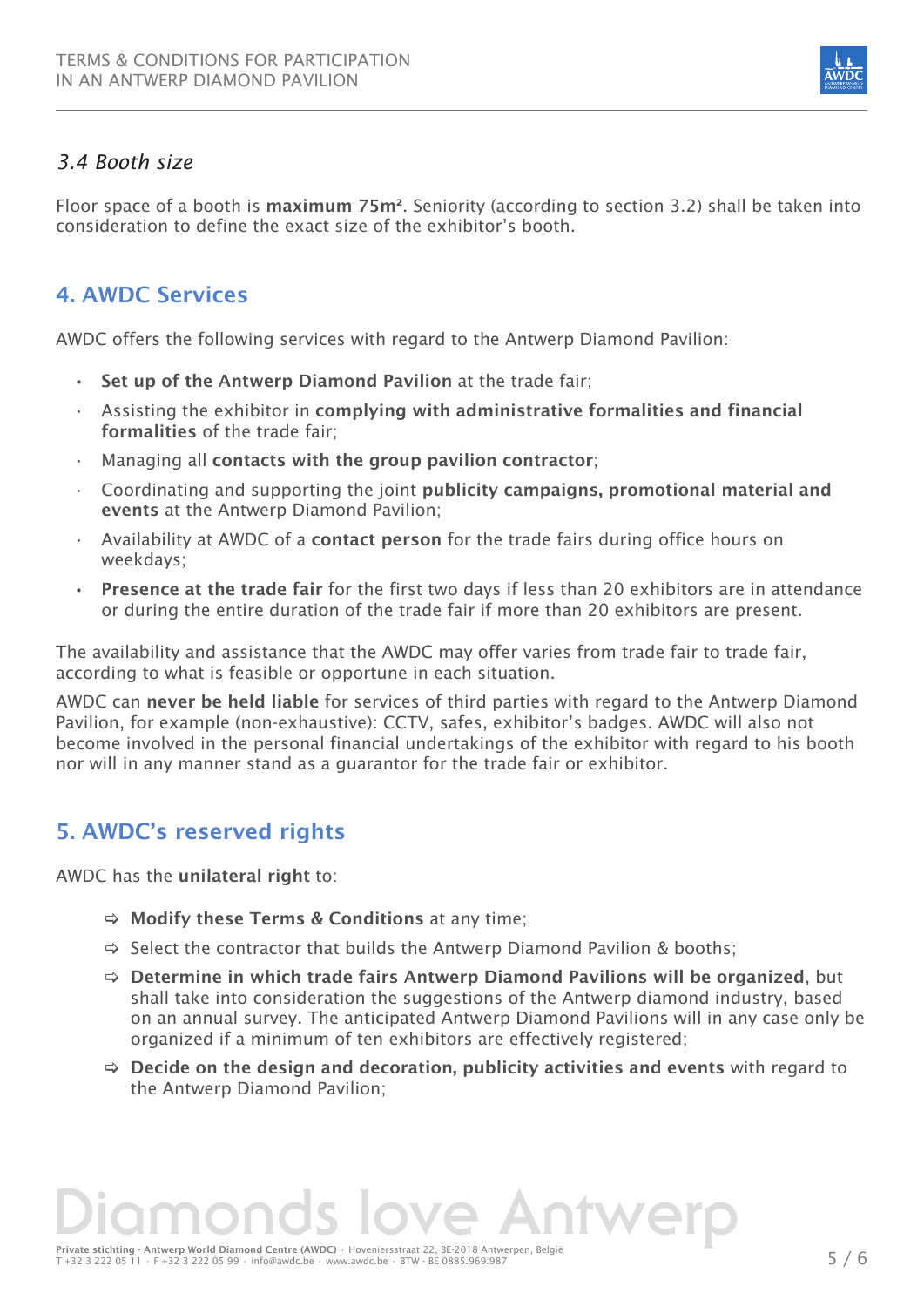### *3.4 Booth size*

Floor space of a booth is **maximum 75m²**. Seniority (according to section 3.2) shall be taken into consideration to define the exact size of the exhibitor's booth.

## 4. AWDC Services

AWDC offers the following services with regard to the Antwerp Diamond Pavilion:

- **Set up of the Antwerp Diamond Pavilion** at the trade fair;
- Assisting the exhibitor in **complying with administrative formalities and financial formalities** of the trade fair;
- Managing all **contacts with the group pavilion contractor**;
- Coordinating and supporting the joint **publicity campaigns, promotional material and events** at the Antwerp Diamond Pavilion;
- Availability at AWDC of a **contact person** for the trade fairs during office hours on weekdays;
- **Presence at the trade fair** for the first two days if less than 20 exhibitors are in attendance or during the entire duration of the trade fair if more than 20 exhibitors are present.

The availability and assistance that the AWDC may offer varies from trade fair to trade fair, according to what is feasible or opportune in each situation.

AWDC can **never be held liable** for services of third parties with regard to the Antwerp Diamond Pavilion, for example (non-exhaustive): CCTV, safes, exhibitor's badges. AWDC will also not become involved in the personal financial undertakings of the exhibitor with regard to his booth nor will in any manner stand as a guarantor for the trade fair or exhibitor.

## 5. AWDC's reserved rights

AWDC has the **unilateral right** to:

- ⇨ **Modify these Terms & Conditions** at any time;
- ⇨ Select the contractor that builds the Antwerp Diamond Pavilion & booths;
- ⇨ **Determine in which trade fairs Antwerp Diamond Pavilions will be organized**, but shall take into consideration the suggestions of the Antwerp diamond industry, based on an annual survey. The anticipated Antwerp Diamond Pavilions will in any case only be organized if a minimum of ten exhibitors are effectively registered;
- ⇨ **Decide on the design and decoration, publicity activities and events** with regard to the Antwerp Diamond Pavilion;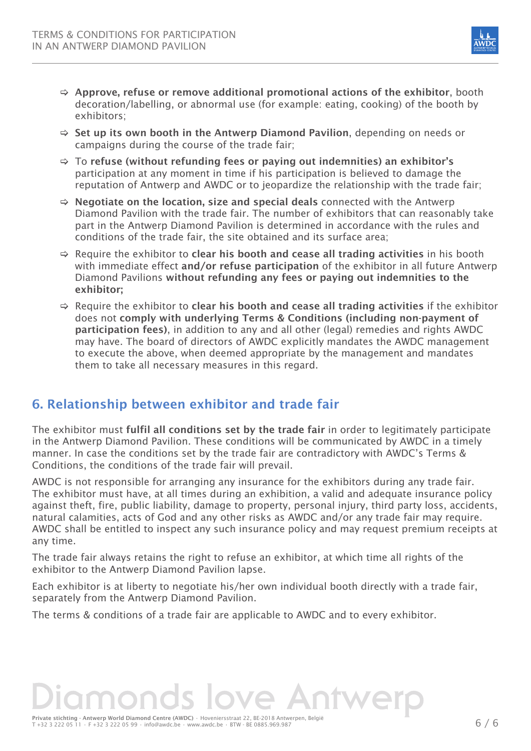- **Approve, refuse or remove additional promotional actions of the exhibitor**, booth decoration/labelling, or abnormal use (for example: eating, cooking) of the booth by exhibitors;
- **Set up its own booth in the Antwerp Diamond Pavilion**, depending on needs or campaigns during the course of the trade fair;
- To **refuse (without refunding fees or paying out indemnities) an exhibitor's** participation at any moment in time if his participation is believed to damage the reputation of Antwerp and AWDC or to jeopardize the relationship with the trade fair;
- **Negotiate on the location, size and special deals** connected with the Antwerp Diamond Pavilion with the trade fair. The number of exhibitors that can reasonably take part in the Antwerp Diamond Pavilion is determined in accordance with the rules and conditions of the trade fair, the site obtained and its surface area;
- Require the exhibitor to **clear his booth and cease all trading activities** in his booth with immediate effect **and/or refuse participation** of the exhibitor in all future Antwerp Diamond Pavilions **without refunding any fees or paying out indemnities to the exhibitor;**
- Require the exhibitor to **clear his booth and cease all trading activities** if the exhibitor does not **comply with underlying Terms & Conditions (including non-payment of participation fees)**, in addition to any and all other (legal) remedies and rights AWDC may have. The board of directors of AWDC explicitly mandates the AWDC management to execute the above, when deemed appropriate by the management and mandates them to take all necessary measures in this regard.

## 6. Relationship between exhibitor and trade fair

The exhibitor must **fulfil all conditions set by the trade fair** in order to legitimately participate in the Antwerp Diamond Pavilion. These conditions will be communicated by AWDC in a timely manner. In case the conditions set by the trade fair are contradictory with AWDC's Terms & Conditions, the conditions of the trade fair will prevail.

AWDC is not responsible for arranging any insurance for the exhibitors during any trade fair. The exhibitor must have, at all times during an exhibition, a valid and adequate insurance policy against theft, fire, public liability, damage to property, personal injury, third party loss, accidents, natural calamities, acts of God and any other risks as AWDC and/or any trade fair may require. AWDC shall be entitled to inspect any such insurance policy and may request premium receipts at any time.

The trade fair always retains the right to refuse an exhibitor, at which time all rights of the exhibitor to the Antwerp Diamond Pavilion lapse.

Each exhibitor is at liberty to negotiate his/her own individual booth directly with a trade fair, separately from the Antwerp Diamond Pavilion.

The terms & conditions of a trade fair are applicable to AWDC and to every exhibitor.